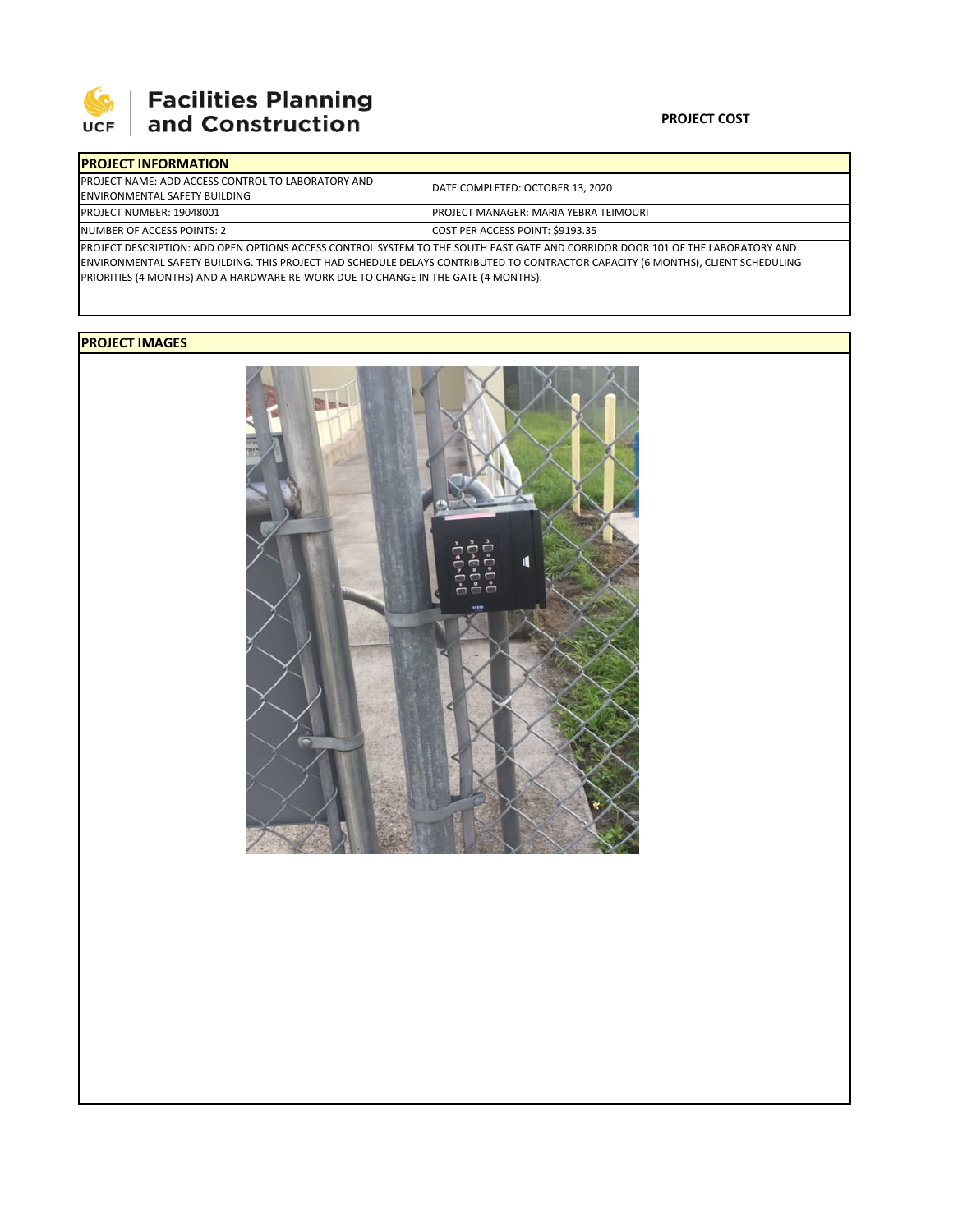**Facilities Planning and Construction**

**PROJECT COST**

| **PROJECT INFORMATION** | |
|---|---|
| PROJECT NAME: ADD ACCESS CONTROL TO LABORATORY AND ENVIRONMENTAL SAFETY BUILDING | DATE COMPLETED: OCTOBER 13, 2020 |
| PROJECT NUMBER: 19048001 | PROJECT MANAGER: MARIA YEBRA TEIMOURI |
| NUMBER OF ACCESS POINTS: 2 | COST PER ACCESS POINT: $9193.35 |

PROJECT DESCRIPTION: ADD OPEN OPTIONS ACCESS CONTROL SYSTEM TO THE SOUTH EAST GATE AND CORRIDOR DOOR 101 OF THE LABORATORY AND ENVIRONMENTAL SAFETY BUILDING. THIS PROJECT HAD SCHEDULE DELAYS CONTRIBUTED TO CONTRACTOR CAPACITY (6 MONTHS), CLIENT SCHEDULING PRIORITIES (4 MONTHS) AND A HARDWARE RE-WORK DUE TO CHANGE IN THE GATE (4 MONTHS).

**PROJECT IMAGES**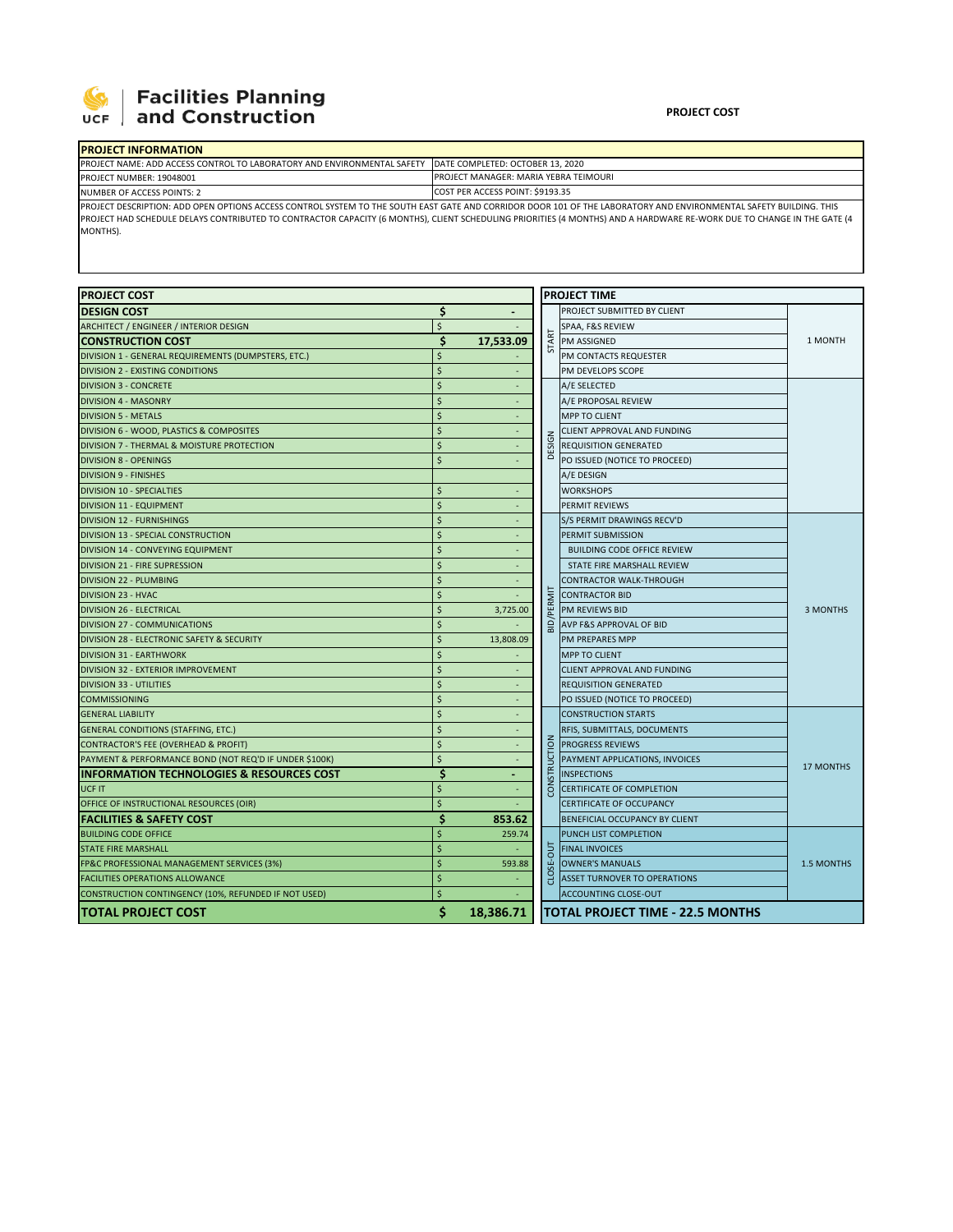**Facilities Planning and Construction**

**PROJECT COST**

| **PROJECT INFORMATION** | |
|---|---|
| PROJECT NAME: ADD ACCESS CONTROL TO LABORATORY AND ENVIRONMENTAL SAFETY | DATE COMPLETED: OCTOBER 13, 2020 |
| PROJECT NUMBER: 19048001 | PROJECT MANAGER: MARIA YEBRA TEIMOURI |
| NUMBER OF ACCESS POINTS: 2 | COST PER ACCESS POINT: $9193.35 |

PROJECT DESCRIPTION: ADD OPEN OPTIONS ACCESS CONTROL SYSTEM TO THE SOUTH EAST GATE AND CORRIDOR DOOR 101 OF THE LABORATORY AND ENVIRONMENTAL SAFETY BUILDING. THIS PROJECT HAD SCHEDULE DELAYS CONTRIBUTED TO CONTRACTOR CAPACITY (6 MONTHS), CLIENT SCHEDULING PRIORITIES (4 MONTHS) AND A HARDWARE RE-WORK DUE TO CHANGE IN THE GATE (4 MONTHS).

| **PROJECT COST** | |
|---|---|
| **DESIGN COST** | **$ -** |
| ARCHITECT / ENGINEER / INTERIOR DESIGN | $ - |
| **CONSTRUCTION COST** | **$ 17,533.09** |
| DIVISION 1 - GENERAL REQUIREMENTS (DUMPSTERS, ETC.) | $ - |
| DIVISION 2 - EXISTING CONDITIONS | $ - |
| DIVISION 3 - CONCRETE | $ - |
| DIVISION 4 - MASONRY | $ - |
| DIVISION 5 - METALS | $ - |
| DIVISION 6 - WOOD, PLASTICS & COMPOSITES | $ - |
| DIVISION 7 - THERMAL & MOISTURE PROTECTION | $ - |
| DIVISION 8 - OPENINGS | $ - |
| DIVISION 9 - FINISHES | |
| DIVISION 10 - SPECIALTIES | $ - |
| DIVISION 11 - EQUIPMENT | $ - |
| DIVISION 12 - FURNISHINGS | $ - |
| DIVISION 13 - SPECIAL CONSTRUCTION | $ - |
| DIVISION 14 - CONVEYING EQUIPMENT | $ - |
| DIVISION 21 - FIRE SUPRESSION | $ - |
| DIVISION 22 - PLUMBING | $ - |
| DIVISION 23 - HVAC | $ - |
| DIVISION 26 - ELECTRICAL | $ 3,725.00 |
| DIVISION 27 - COMMUNICATIONS | $ - |
| DIVISION 28 - ELECTRONIC SAFETY & SECURITY | $ 13,808.09 |
| DIVISION 31 - EARTHWORK | $ - |
| DIVISION 32 - EXTERIOR IMPROVEMENT | $ - |
| DIVISION 33 - UTILITIES | $ - |
| COMMISSIONING | $ - |
| GENERAL LIABILITY | $ - |
| GENERAL CONDITIONS (STAFFING, ETC.) | $ - |
| CONTRACTOR'S FEE (OVERHEAD & PROFIT) | $ - |
| PAYMENT & PERFORMANCE BOND (NOT REQ'D IF UNDER $100K) | $ - |
| **INFORMATION TECHNOLOGIES & RESOURCES COST** | **$ -** |
| UCF IT | $ - |
| OFFICE OF INSTRUCTIONAL RESOURCES (OIR) | $ - |
| **FACILITIES & SAFETY COST** | **$ 853.62** |
| BUILDING CODE OFFICE | $ 259.74 |
| STATE FIRE MARSHALL | $ - |
| FP&C PROFESSIONAL MANAGEMENT SERVICES (3%) | $ 593.88 |
| FACILITIES OPERATIONS ALLOWANCE | $ - |
| CONSTRUCTION CONTINGENCY (10%, REFUNDED IF NOT USED) | $ - |
| **TOTAL PROJECT COST** | **$ 18,386.71** |

| **PROJECT TIME** | | |
|---|---|---|
| START | PROJECT SUBMITTED BY CLIENT | 1 MONTH |
| | SPAA, F&S REVIEW | |
| | PM ASSIGNED | |
| | PM CONTACTS REQUESTER | |
| | PM DEVELOPS SCOPE | |
| DESIGN | A/E SELECTED | |
| | A/E PROPOSAL REVIEW | |
| | MPP TO CLIENT | |
| | CLIENT APPROVAL AND FUNDING | |
| | REQUISITION GENERATED | |
| | PO ISSUED (NOTICE TO PROCEED) | |
| | A/E DESIGN | |
| | WORKSHOPS | |
| | PERMIT REVIEWS | |
| BID/PERMIT | S/S PERMIT DRAWINGS RECV'D | 3 MONTHS |
| | PERMIT SUBMISSION | |
| | BUILDING CODE OFFICE REVIEW | |
| | STATE FIRE MARSHALL REVIEW | |
| | CONTRACTOR WALK-THROUGH | |
| | CONTRACTOR BID | |
| | PM REVIEWS BID | |
| | AVP F&S APPROVAL OF BID | |
| | PM PREPARES MPP | |
| | MPP TO CLIENT | |
| | CLIENT APPROVAL AND FUNDING | |
| | REQUISITION GENERATED | |
| | PO ISSUED (NOTICE TO PROCEED) | |
| CONSTRUCTION | CONSTRUCTION STARTS | 17 MONTHS |
| | RFIS, SUBMITTALS, DOCUMENTS | |
| | PROGRESS REVIEWS | |
| | PAYMENT APPLICATIONS, INVOICES | |
| | INSPECTIONS | |
| | CERTIFICATE OF COMPLETION | |
| | CERTIFICATE OF OCCUPANCY | |
| | BENEFICIAL OCCUPANCY BY CLIENT | |
| CLOSE-OUT | PUNCH LIST COMPLETION | 1.5 MONTHS |
| | FINAL INVOICES | |
| | OWNER'S MANUALS | |
| | ASSET TURNOVER TO OPERATIONS | |
| | ACCOUNTING CLOSE-OUT | |
| **TOTAL PROJECT TIME - 22.5 MONTHS** | | |